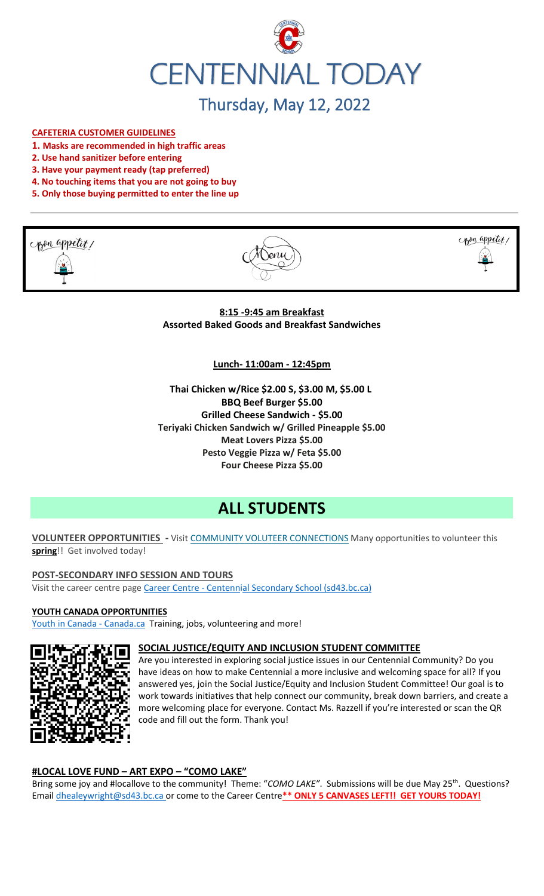# CENTENNIAL TODAY

## Thursday, May 12, 2022

**CAFETERIA CUSTOMER GUIDELINES**

1. **Masks are recommended in high traffic areas**
2. **Use hand sanitizer before entering**
3. **Have your payment ready (tap preferred)**
4. **No touching items that you are not going to buy**
5. **Only those buying permitted to enter the line up**

Bon appetit! Menu Bon appetit!

**8:15 -9:45 am Breakfast**
**Assorted Baked Goods and Breakfast Sandwiches**

**Lunch- 11:00am - 12:45pm**

**Thai Chicken w/Rice $2.00 S, $3.00 M, $5.00 L**
**BBQ Beef Burger $5.00**
**Grilled Cheese Sandwich - $5.00**
**Teriyaki Chicken Sandwich w/ Grilled Pineapple $5.00**
**Meat Lovers Pizza $5.00**
**Pesto Veggie Pizza w/ Feta $5.00**
**Four Cheese Pizza $5.00**

# ALL STUDENTS

**VOLUNTEER OPPORTUNITIES** - Visit COMMUNITY VOLUTEER CONNECTIONS Many opportunities to volunteer this **spring**!! Get involved today!

**POST-SECONDARY INFO SESSION AND TOURS**
Visit the career centre page Career Centre - Centennial Secondary School (sd43.bc.ca)

**YOUTH CANADA OPPORTUNITIES**
Youth in Canada - Canada.ca Training, jobs, volunteering and more!

**SOCIAL JUSTICE/EQUITY AND INCLUSION STUDENT COMMITTEE**
Are you interested in exploring social justice issues in our Centennial Community? Do you have ideas on how to make Centennial a more inclusive and welcoming space for all? If you answered yes, join the Social Justice/Equity and Inclusion Student Committee! Our goal is to work towards initiatives that help connect our community, break down barriers, and create a more welcoming place for everyone. Contact Ms. Razzell if you're interested or scan the QR code and fill out the form. Thank you!

**#LOCAL LOVE FUND – ART EXPO – "COMO LAKE"**
Bring some joy and #locallove to the community! Theme: "*COMO LAKE"*. Submissions will be due May 25th. Questions? Email dhealeywright@sd43.bc.ca or come to the Career Centre**\*\* ONLY 5 CANVASES LEFT!! GET YOURS TODAY!**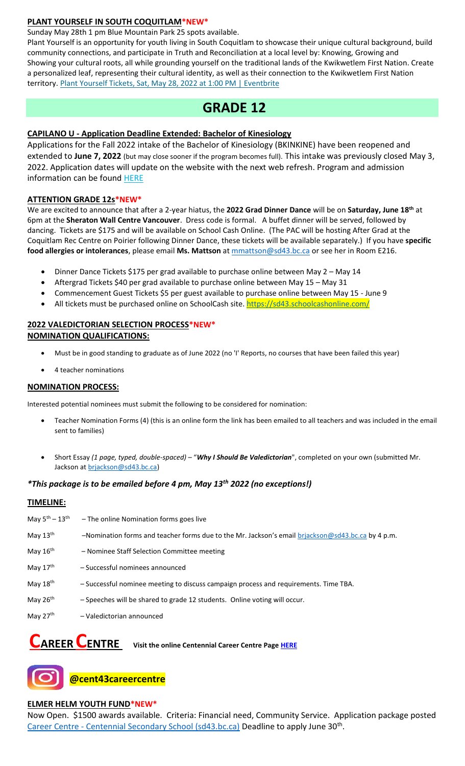**PLANT YOURSELF IN SOUTH COQUITLAM*NEW***

Sunday May 28th 1 pm Blue Mountain Park 25 spots available.

Plant Yourself is an opportunity for youth living in South Coquitlam to showcase their unique cultural background, build community connections, and participate in Truth and Reconciliation at a local level by: Knowing, Growing and Showing your cultural roots, all while grounding yourself on the traditional lands of the Kwikwetlem First Nation. Create a personalized leaf, representing their cultural identity, as well as their connection to the Kwikwetlem First Nation territory. Plant Yourself Tickets, Sat, May 28, 2022 at 1:00 PM | Eventbrite

# GRADE 12

**CAPILANO U - Application Deadline Extended: Bachelor of Kinesiology**

Applications for the Fall 2022 intake of the Bachelor of Kinesiology (BKINKINE) have been reopened and extended to **June 7, 2022** (but may close sooner if the program becomes full). This intake was previously closed May 3, 2022. Application dates will update on the website with the next web refresh. Program and admission information can be found HERE

**ATTENTION GRADE 12s*NEW***

We are excited to announce that after a 2-year hiatus, the **2022 Grad Dinner Dance** will be on **Saturday, June 18th** at 6pm at the **Sheraton Wall Centre Vancouver**. Dress code is formal. A buffet dinner will be served, followed by dancing. Tickets are $175 and will be available on School Cash Online. (The PAC will be hosting After Grad at the Coquitlam Rec Centre on Poirier following Dinner Dance, these tickets will be available separately.) If you have **specific food allergies or intolerances**, please email **Ms. Mattson** at mmattson@sd43.bc.ca or see her in Room E216.

- Dinner Dance Tickets $175 per grad available to purchase online between May 2 – May 14
- Aftergrad Tickets $40 per grad available to purchase online between May 15 – May 31
- Commencement Guest Tickets $5 per guest available to purchase online between May 15 - June 9
- All tickets must be purchased online on SchoolCash site. https://sd43.schoolcashonline.com/

**2022 VALEDICTORIAN SELECTION PROCESS*NEW***

**NOMINATION QUALIFICATIONS:**

- Must be in good standing to graduate as of June 2022 (no 'I' Reports, no courses that have been failed this year)
- 4 teacher nominations

**NOMINATION PROCESS:**

Interested potential nominees must submit the following to be considered for nomination:

- Teacher Nomination Forms (4) (this is an online form the link has been emailed to all teachers and was included in the email sent to families)
- Short Essay *(1 page, typed, double-spaced)* – "***Why I Should Be Valedictorian***", completed on your own (submitted Mr. Jackson at brjackson@sd43.bc.ca)

***\*This package is to be emailed before 4 pm, May 13th 2022 (no exceptions!)***

**TIMELINE:**

- May 5th – 13th – The online Nomination forms goes live
- May 13th –Nomination forms and teacher forms due to the Mr. Jackson's email brjackson@sd43.bc.ca by 4 p.m.
- May 16th – Nominee Staff Selection Committee meeting
- May 17th – Successful nominees announced
- May 18th – Successful nominee meeting to discuss campaign process and requirements. Time TBA.
- May 26th – Speeches will be shared to grade 12 students. Online voting will occur.
- May 27th – Valedictorian announced

# CAREER CENTRE

**Visit the online Centennial Career Centre Page HERE**

**@cent43careercentre**

**ELMER HELM YOUTH FUND*NEW***

Now Open. $1500 awards available. Criteria: Financial need, Community Service. Application package posted Career Centre - Centennial Secondary School (sd43.bc.ca) Deadline to apply June 30th.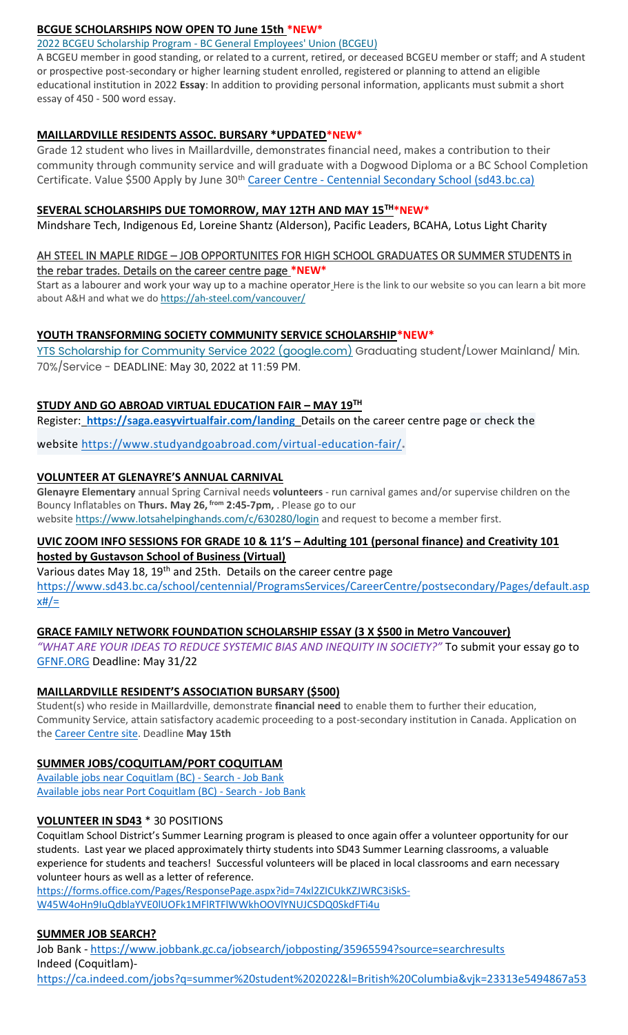**BCGUE SCHOLARSHIPS NOW OPEN TO June 15th \*NEW\***

2022 BCGEU Scholarship Program - BC General Employees' Union (BCGEU)

A BCGEU member in good standing, or related to a current, retired, or deceased BCGEU member or staff; and A student or prospective post-secondary or higher learning student enrolled, registered or planning to attend an eligible educational institution in 2022 **Essay**: In addition to providing personal information, applicants must submit a short essay of 450 - 500 word essay.

**MAILLARDVILLE RESIDENTS ASSOC. BURSARY \*UPDATED\*NEW\***

Grade 12 student who lives in Maillardville, demonstrates financial need, makes a contribution to their community through community service and will graduate with a Dogwood Diploma or a BC School Completion Certificate. Value $500 Apply by June 30th Career Centre - Centennial Secondary School (sd43.bc.ca)

**SEVERAL SCHOLARSHIPS DUE TOMORROW, MAY 12TH AND MAY 15TH\*NEW\***

Mindshare Tech, Indigenous Ed, Loreine Shantz (Alderson), Pacific Leaders, BCAHA, Lotus Light Charity

AH STEEL IN MAPLE RIDGE – JOB OPPORTUNITES FOR HIGH SCHOOL GRADUATES OR SUMMER STUDENTS in the rebar trades. Details on the career centre page **\*NEW\***

Start as a labourer and work your way up to a machine operator Here is the link to our website so you can learn a bit more about A&H and what we do https://ah-steel.com/vancouver/

**YOUTH TRANSFORMING SOCIETY COMMUNITY SERVICE SCHOLARSHIP\*NEW\***

YTS Scholarship for Community Service 2022 (google.com) Graduating student/Lower Mainland/ Min. 70%/Service - DEADLINE: May 30, 2022 at 11:59 PM.

**STUDY AND GO ABROAD VIRTUAL EDUCATION FAIR – MAY 19TH**

Register: **https://saga.easyvirtualfair.com/landing** Details on the career centre page or check the website https://www.studyandgoabroad.com/virtual-education-fair/.

**VOLUNTEER AT GLENAYRE'S ANNUAL CARNIVAL**

**Glenayre Elementary** annual Spring Carnival needs **volunteers** - run carnival games and/or supervise children on the Bouncy Inflatables on **Thurs. May 26, from 2:45-7pm,** . Please go to our website https://www.lotsahelpinghands.com/c/630280/login and request to become a member first.

**UVIC ZOOM INFO SESSIONS FOR GRADE 10 & 11'S – Adulting 101 (personal finance) and Creativity 101 hosted by Gustavson School of Business (Virtual)**

Various dates May 18, 19th and 25th. Details on the career centre page https://www.sd43.bc.ca/school/centennial/ProgramsServices/CareerCentre/postsecondary/Pages/default.aspx#/=

**GRACE FAMILY NETWORK FOUNDATION SCHOLARSHIP ESSAY (3 X $500 in Metro Vancouver)**

*"WHAT ARE YOUR IDEAS TO REDUCE SYSTEMIC BIAS AND INEQUITY IN SOCIETY?"* To submit your essay go to GFNF.ORG Deadline: May 31/22

**MAILLARDVILLE RESIDENT'S ASSOCIATION BURSARY ($500)**

Student(s) who reside in Maillardville, demonstrate **financial need** to enable them to further their education, Community Service, attain satisfactory academic proceeding to a post-secondary institution in Canada. Application on the Career Centre site. Deadline **May 15th**

**SUMMER JOBS/COQUITLAM/PORT COQUITLAM**

Available jobs near Coquitlam (BC) - Search - Job Bank
Available jobs near Port Coquitlam (BC) - Search - Job Bank

**VOLUNTEER IN SD43** \* 30 POSITIONS

Coquitlam School District's Summer Learning program is pleased to once again offer a volunteer opportunity for our students. Last year we placed approximately thirty students into SD43 Summer Learning classrooms, a valuable experience for students and teachers! Successful volunteers will be placed in local classrooms and earn necessary volunteer hours as well as a letter of reference.

https://forms.office.com/Pages/ResponsePage.aspx?id=74xl2ZICUkKZJWRC3iSkS-W45W4oHn9IuQdblaYVE0lUOFk1MFlRTFlWWkhOOVlYNUJCSDQ0SkdFTi4u

**SUMMER JOB SEARCH?**

Job Bank - https://www.jobbank.gc.ca/jobsearch/jobposting/35965594?source=searchresults
Indeed (Coquitlam)-
https://ca.indeed.com/jobs?q=summer%20student%202022&l=British%20Columbia&vjk=23313e5494867a53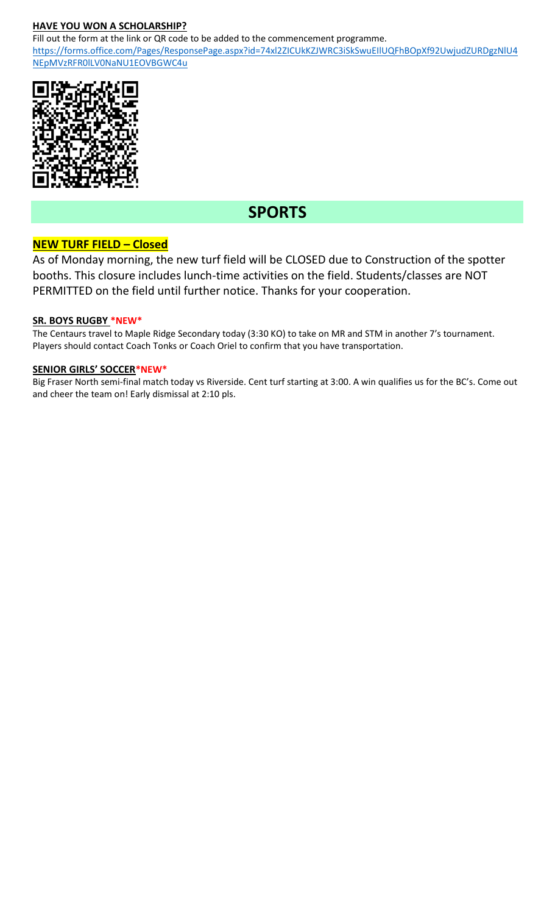**HAVE YOU WON A SCHOLARSHIP?**

Fill out the form at the link or QR code to be added to the commencement programme.
https://forms.office.com/Pages/ResponsePage.aspx?id=74xl2ZICUkKZJWRC3iSkSwuEIlUQFhBOpXf92UwjudZURDgzNlU4NEpMVzRFR0lLV0NaNU1EOVBGWC4u

# SPORTS

## NEW TURF FIELD – Closed

As of Monday morning, the new turf field will be CLOSED due to Construction of the spotter booths. This closure includes lunch-time activities on the field. Students/classes are NOT PERMITTED on the field until further notice. Thanks for your cooperation.

**SR. BOYS RUGBY *NEW***

The Centaurs travel to Maple Ridge Secondary today (3:30 KO) to take on MR and STM in another 7's tournament. Players should contact Coach Tonks or Coach Oriel to confirm that you have transportation.

**SENIOR GIRLS' SOCCER*NEW***

Big Fraser North semi-final match today vs Riverside. Cent turf starting at 3:00. A win qualifies us for the BC's. Come out and cheer the team on! Early dismissal at 2:10 pls.